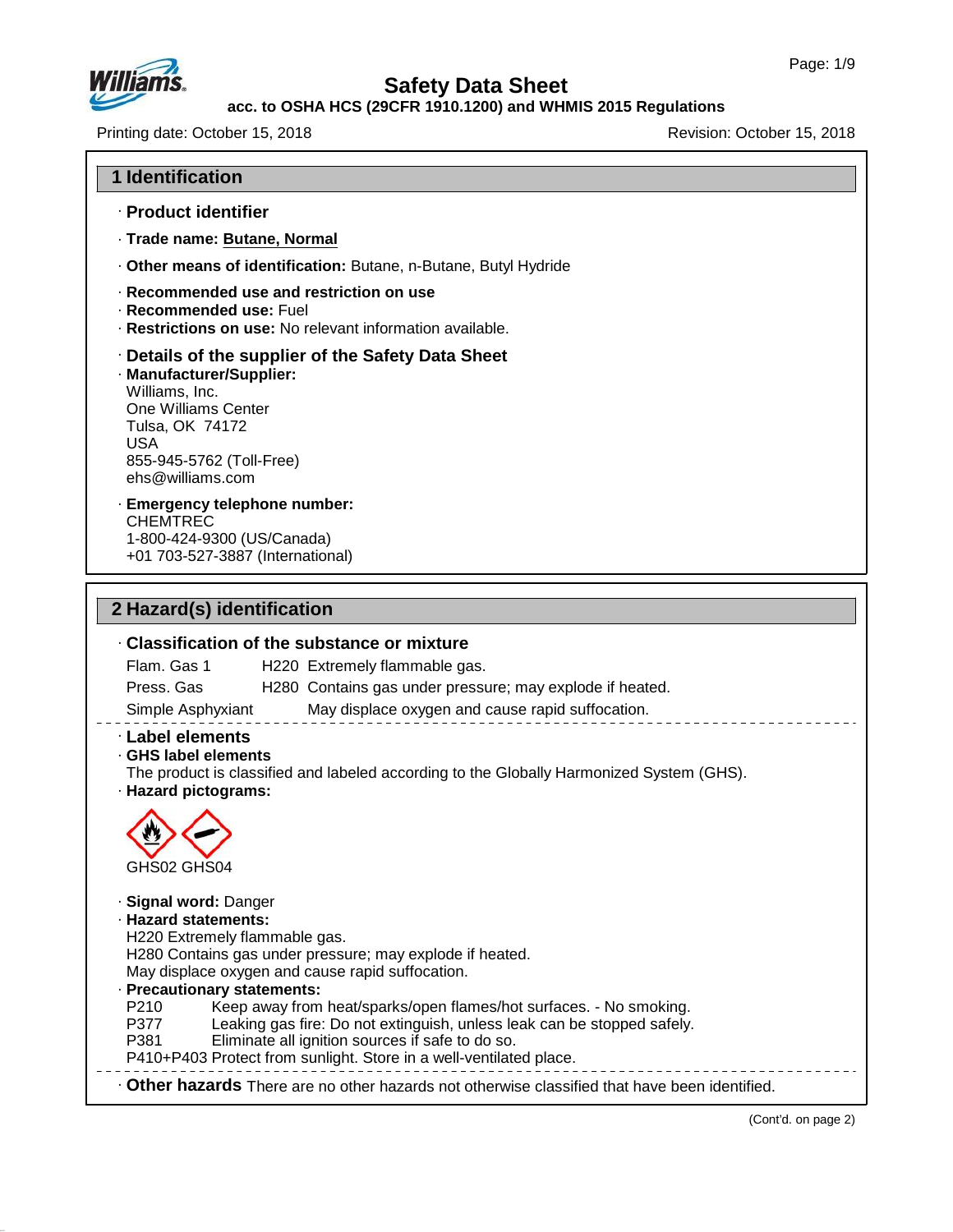# Safety Data Sheet

**acc. to OSHA HCS (29CFR 1910.1200) and WHMIS 2015 Regulations**

Printing date: October 15, 2018 Revision: October 15, 2018

## 1 Identification

· **Product identifier**

· **Trade name: Butane, Normal**

· **Other means of identification:** Butane, n-Butane, Butyl Hydride

· **Recommended use and restriction on use**
· **Recommended use:** Fuel
· **Restrictions on use:** No relevant information available.

· **Details of the supplier of the Safety Data Sheet**
· **Manufacturer/Supplier:**
Williams, Inc.
One Williams Center
Tulsa, OK 74172
USA
855-945-5762 (Toll-Free)
ehs@williams.com

· **Emergency telephone number:**
CHEMTREC
1-800-424-9300 (US/Canada)
+01 703-527-3887 (International)

## 2 Hazard(s) identification

· **Classification of the substance or mixture**

| | | |
|---|---|---|
| Flam. Gas 1 | H220 | Extremely flammable gas. |
| Press. Gas | H280 | Contains gas under pressure; may explode if heated. |
| Simple Asphyxiant | | May displace oxygen and cause rapid suffocation. |

· **Label elements**
· **GHS label elements**
The product is classified and labeled according to the Globally Harmonized System (GHS).
· **Hazard pictograms:**

GHS02 GHS04

· **Signal word:** Danger
· **Hazard statements:**
H220 Extremely flammable gas.
H280 Contains gas under pressure; may explode if heated.
May displace oxygen and cause rapid suffocation.
· **Precautionary statements:**
P210 Keep away from heat/sparks/open flames/hot surfaces. - No smoking.
P377 Leaking gas fire: Do not extinguish, unless leak can be stopped safely.
P381 Eliminate all ignition sources if safe to do so.
P410+P403 Protect from sunlight. Store in a well-ventilated place.

· **Other hazards** There are no other hazards not otherwise classified that have been identified.

(Cont'd. on page 2)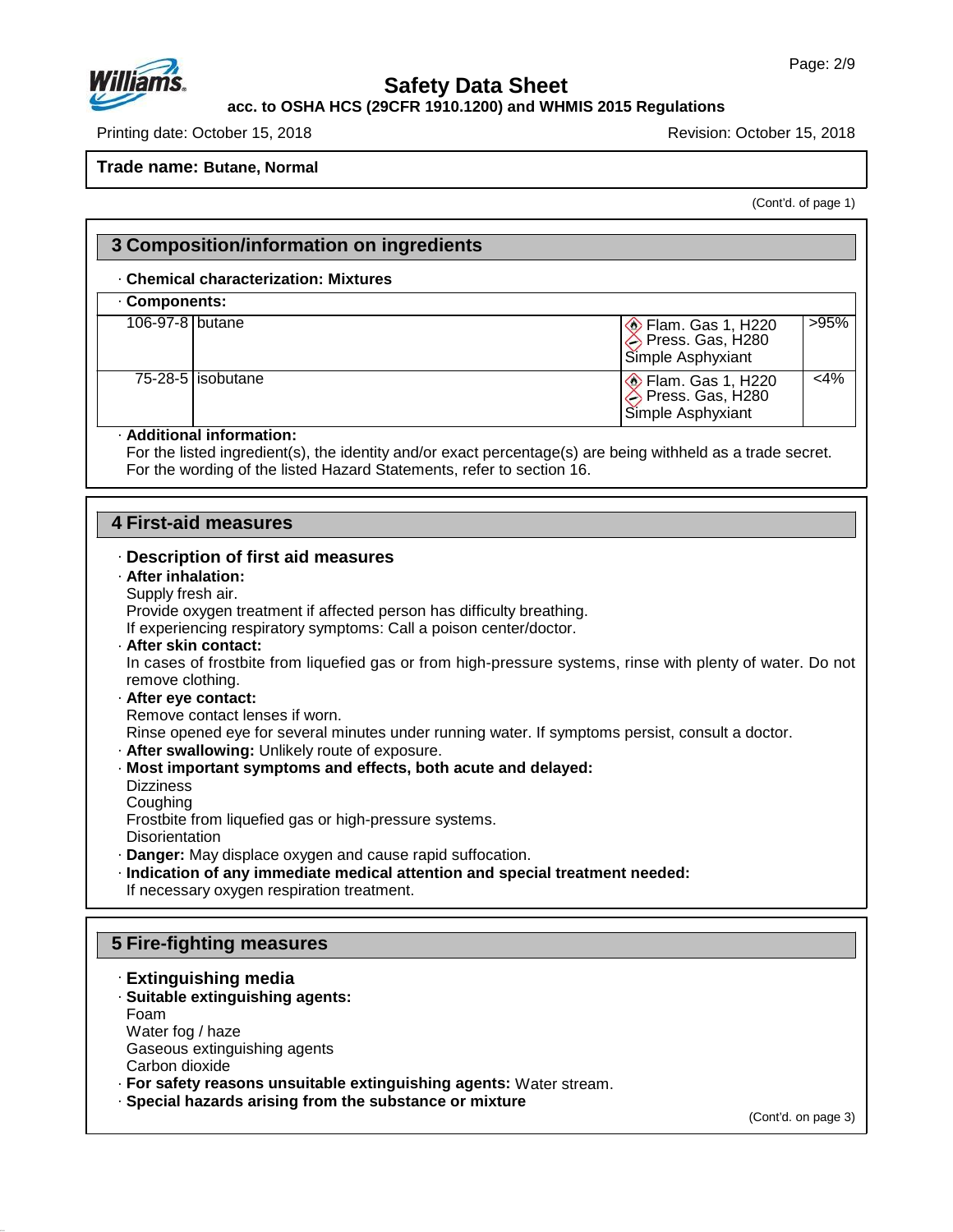Trade name: **Butane, Normal**

(Cont'd. of page 1)

## 3 Composition/information on ingredients

· **Chemical characterization: Mixtures**

· **Components:**

| CAS | Name | Classification | % |
|---|---|---|---|
| 106-97-8 | butane | Flam. Gas 1, H220<br>Press. Gas, H280<br>Simple Asphyxiant | >95% |
| 75-28-5 | isobutane | Flam. Gas 1, H220<br>Press. Gas, H280<br>Simple Asphyxiant | <4% |

· **Additional information:**
For the listed ingredient(s), the identity and/or exact percentage(s) are being withheld as a trade secret.
For the wording of the listed Hazard Statements, refer to section 16.

## 4 First-aid measures

### · Description of first aid measures

· **After inhalation:**
Supply fresh air.
Provide oxygen treatment if affected person has difficulty breathing.
If experiencing respiratory symptoms: Call a poison center/doctor.

· **After skin contact:**
In cases of frostbite from liquefied gas or from high-pressure systems, rinse with plenty of water. Do not remove clothing.

· **After eye contact:**
Remove contact lenses if worn.
Rinse opened eye for several minutes under running water. If symptoms persist, consult a doctor.

· **After swallowing:** Unlikely route of exposure.

· **Most important symptoms and effects, both acute and delayed:**
Dizziness
Coughing
Frostbite from liquefied gas or high-pressure systems.
Disorientation

· **Danger:** May displace oxygen and cause rapid suffocation.

· **Indication of any immediate medical attention and special treatment needed:**
If necessary oxygen respiration treatment.

## 5 Fire-fighting measures

### · Extinguishing media

· **Suitable extinguishing agents:**
Foam
Water fog / haze
Gaseous extinguishing agents
Carbon dioxide

· **For safety reasons unsuitable extinguishing agents:** Water stream.

· **Special hazards arising from the substance or mixture**

(Cont'd. on page 3)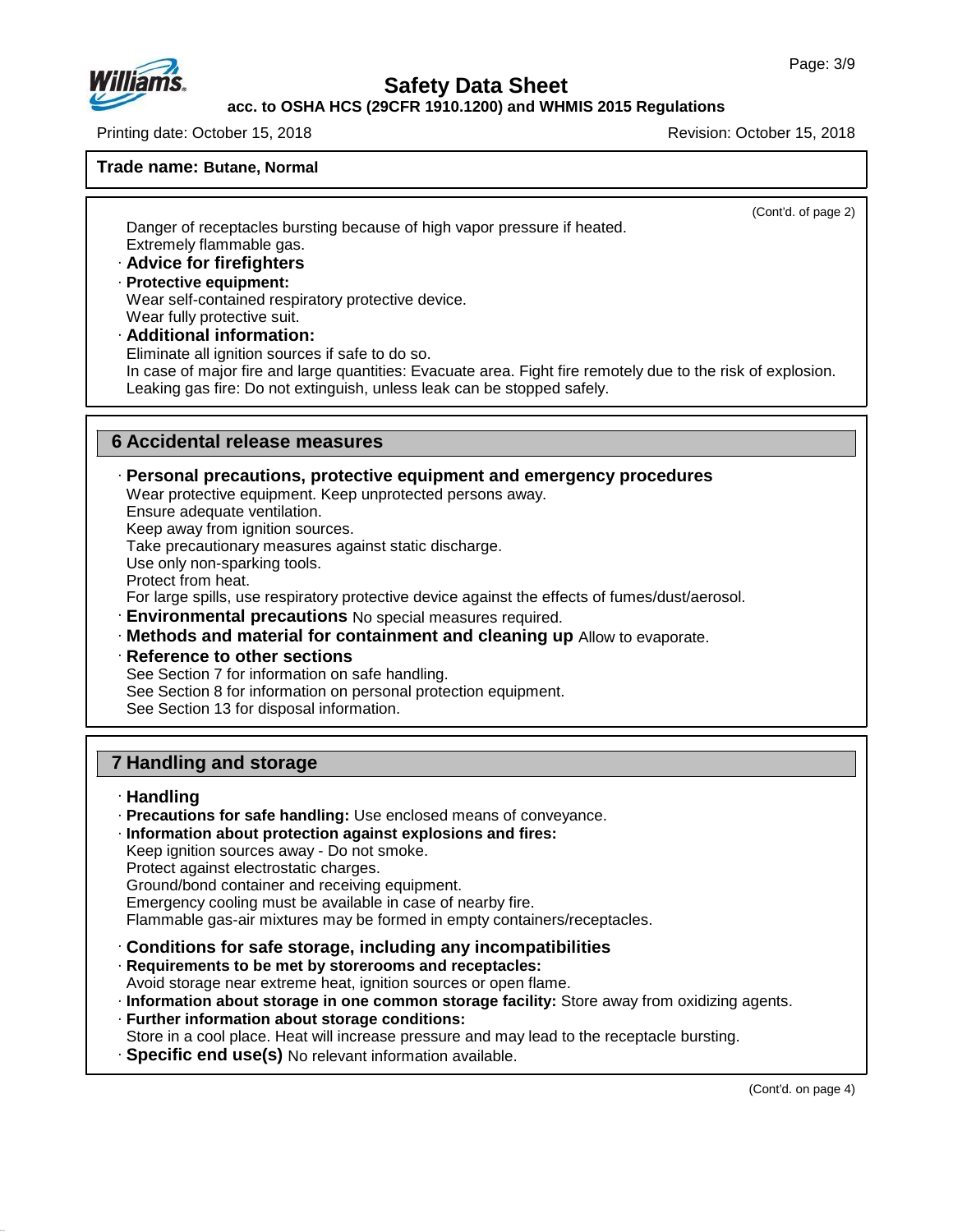(Cont'd. of page 2)

Danger of receptacles bursting because of high vapor pressure if heated.
Extremely flammable gas.

· **Advice for firefighters**
· **Protective equipment:**
Wear self-contained respiratory protective device.
Wear fully protective suit.
· **Additional information:**
Eliminate all ignition sources if safe to do so.
In case of major fire and large quantities: Evacuate area. Fight fire remotely due to the risk of explosion.
Leaking gas fire: Do not extinguish, unless leak can be stopped safely.

## 6 Accidental release measures

· **Personal precautions, protective equipment and emergency procedures**
Wear protective equipment. Keep unprotected persons away.
Ensure adequate ventilation.
Keep away from ignition sources.
Take precautionary measures against static discharge.
Use only non-sparking tools.
Protect from heat.
For large spills, use respiratory protective device against the effects of fumes/dust/aerosol.
· **Environmental precautions** No special measures required.
· **Methods and material for containment and cleaning up** Allow to evaporate.
· **Reference to other sections**
See Section 7 for information on safe handling.
See Section 8 for information on personal protection equipment.
See Section 13 for disposal information.

## 7 Handling and storage

· **Handling**
· **Precautions for safe handling:** Use enclosed means of conveyance.
· **Information about protection against explosions and fires:**
Keep ignition sources away - Do not smoke.
Protect against electrostatic charges.
Ground/bond container and receiving equipment.
Emergency cooling must be available in case of nearby fire.
Flammable gas-air mixtures may be formed in empty containers/receptacles.

· **Conditions for safe storage, including any incompatibilities**
· **Requirements to be met by storerooms and receptacles:**
Avoid storage near extreme heat, ignition sources or open flame.
· **Information about storage in one common storage facility:** Store away from oxidizing agents.
· **Further information about storage conditions:**
Store in a cool place. Heat will increase pressure and may lead to the receptacle bursting.
· **Specific end use(s)** No relevant information available.

(Cont'd. on page 4)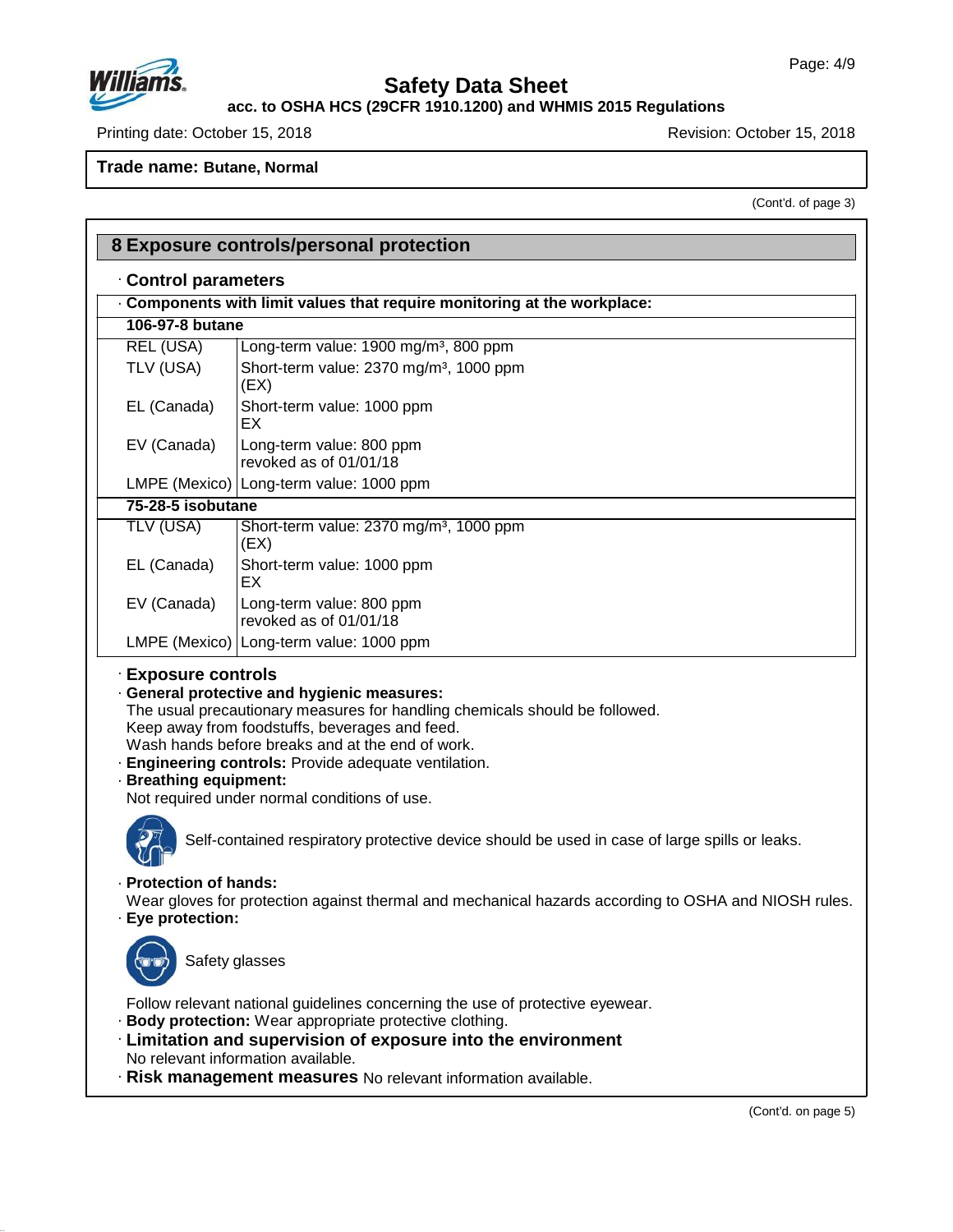(Cont'd. of page 3)

## 8 Exposure controls/personal protection

### · Control parameters

· **Components with limit values that require monitoring at the workplace:**

| **106-97-8 butane** | |
|---|---|
| REL (USA) | Long-term value: 1900 mg/m³, 800 ppm |
| TLV (USA) | Short-term value: 2370 mg/m³, 1000 ppm (EX) |
| EL (Canada) | Short-term value: 1000 ppm EX |
| EV (Canada) | Long-term value: 800 ppm revoked as of 01/01/18 |
| LMPE (Mexico) | Long-term value: 1000 ppm |
| **75-28-5 isobutane** | |
| TLV (USA) | Short-term value: 2370 mg/m³, 1000 ppm (EX) |
| EL (Canada) | Short-term value: 1000 ppm EX |
| EV (Canada) | Long-term value: 800 ppm revoked as of 01/01/18 |
| LMPE (Mexico) | Long-term value: 1000 ppm |

### · Exposure controls

· **General protective and hygienic measures:**
The usual precautionary measures for handling chemicals should be followed.
Keep away from foodstuffs, beverages and feed.
Wash hands before breaks and at the end of work.

· **Engineering controls:** Provide adequate ventilation.

· **Breathing equipment:**
Not required under normal conditions of use.

Self-contained respiratory protective device should be used in case of large spills or leaks.

· **Protection of hands:**
Wear gloves for protection against thermal and mechanical hazards according to OSHA and NIOSH rules.

· **Eye protection:**

Safety glasses

Follow relevant national guidelines concerning the use of protective eyewear.

· **Body protection:** Wear appropriate protective clothing.

· **Limitation and supervision of exposure into the environment**
No relevant information available.

· **Risk management measures** No relevant information available.

(Cont'd. on page 5)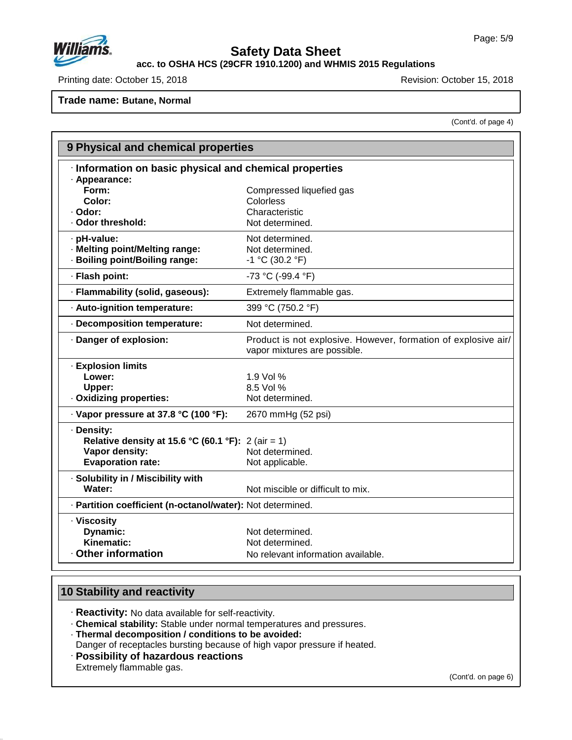**Trade name: Butane, Normal**

(Cont'd. of page 4)

## 9 Physical and chemical properties

### · Information on basic physical and chemical properties

| Property | Value |
|---|---|
| · **Appearance:** | |
| **Form:** | Compressed liquefied gas |
| **Color:** | Colorless |
| · **Odor:** | Characteristic |
| · **Odor threshold:** | Not determined. |
| · **pH-value:** | Not determined. |
| · **Melting point/Melting range:** | Not determined. |
| · **Boiling point/Boiling range:** | -1 °C (30.2 °F) |
| · **Flash point:** | -73 °C (-99.4 °F) |
| · **Flammability (solid, gaseous):** | Extremely flammable gas. |
| · **Auto-ignition temperature:** | 399 °C (750.2 °F) |
| · **Decomposition temperature:** | Not determined. |
| · **Danger of explosion:** | Product is not explosive. However, formation of explosive air/vapor mixtures are possible. |
| · **Explosion limits** | |
| **Lower:** | 1.9 Vol % |
| **Upper:** | 8.5 Vol % |
| · **Oxidizing properties:** | Not determined. |
| · **Vapor pressure at 37.8 °C (100 °F):** | 2670 mmHg (52 psi) |
| · **Density:** | |
| **Relative density at 15.6 °C (60.1 °F):** | 2 (air = 1) |
| **Vapor density:** | Not determined. |
| **Evaporation rate:** | Not applicable. |
| · **Solubility in / Miscibility with** | |
| **Water:** | Not miscible or difficult to mix. |
| · **Partition coefficient (n-octanol/water):** | Not determined. |
| · **Viscosity** | |
| **Dynamic:** | Not determined. |
| **Kinematic:** | Not determined. |
| · **Other information** | No relevant information available. |

## 10 Stability and reactivity

· **Reactivity:** No data available for self-reactivity.
· **Chemical stability:** Stable under normal temperatures and pressures.
· **Thermal decomposition / conditions to be avoided:**
Danger of receptacles bursting because of high vapor pressure if heated.
· **Possibility of hazardous reactions**
Extremely flammable gas.

(Cont'd. on page 6)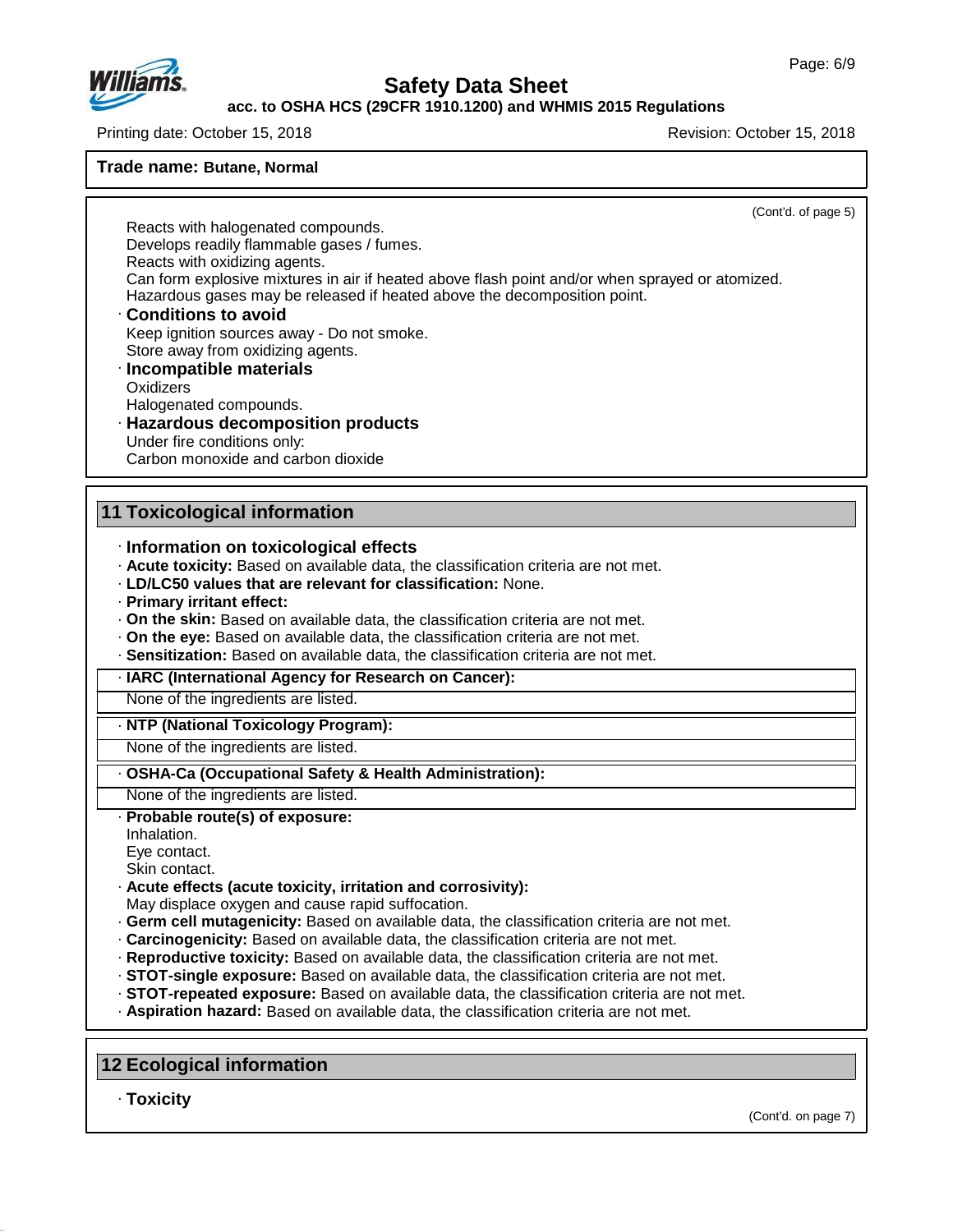**Trade name: Butane, Normal**

(Cont'd. of page 5)

Reacts with halogenated compounds.
Develops readily flammable gases / fumes.
Reacts with oxidizing agents.
Can form explosive mixtures in air if heated above flash point and/or when sprayed or atomized.
Hazardous gases may be released if heated above the decomposition point.

· **Conditions to avoid**
Keep ignition sources away - Do not smoke.
Store away from oxidizing agents.

· **Incompatible materials**
Oxidizers
Halogenated compounds.

· **Hazardous decomposition products**
Under fire conditions only:
Carbon monoxide and carbon dioxide

## 11 Toxicological information

· **Information on toxicological effects**
· **Acute toxicity:** Based on available data, the classification criteria are not met.
· **LD/LC50 values that are relevant for classification:** None.
· **Primary irritant effect:**
· **On the skin:** Based on available data, the classification criteria are not met.
· **On the eye:** Based on available data, the classification criteria are not met.
· **Sensitization:** Based on available data, the classification criteria are not met.

· **IARC (International Agency for Research on Cancer):**
None of the ingredients are listed.

· **NTP (National Toxicology Program):**
None of the ingredients are listed.

· **OSHA-Ca (Occupational Safety & Health Administration):**
None of the ingredients are listed.

· **Probable route(s) of exposure:**
Inhalation.
Eye contact.
Skin contact.
· **Acute effects (acute toxicity, irritation and corrosivity):**
May displace oxygen and cause rapid suffocation.
· **Germ cell mutagenicity:** Based on available data, the classification criteria are not met.
· **Carcinogenicity:** Based on available data, the classification criteria are not met.
· **Reproductive toxicity:** Based on available data, the classification criteria are not met.
· **STOT-single exposure:** Based on available data, the classification criteria are not met.
· **STOT-repeated exposure:** Based on available data, the classification criteria are not met.
· **Aspiration hazard:** Based on available data, the classification criteria are not met.

## 12 Ecological information

· **Toxicity**

(Cont'd. on page 7)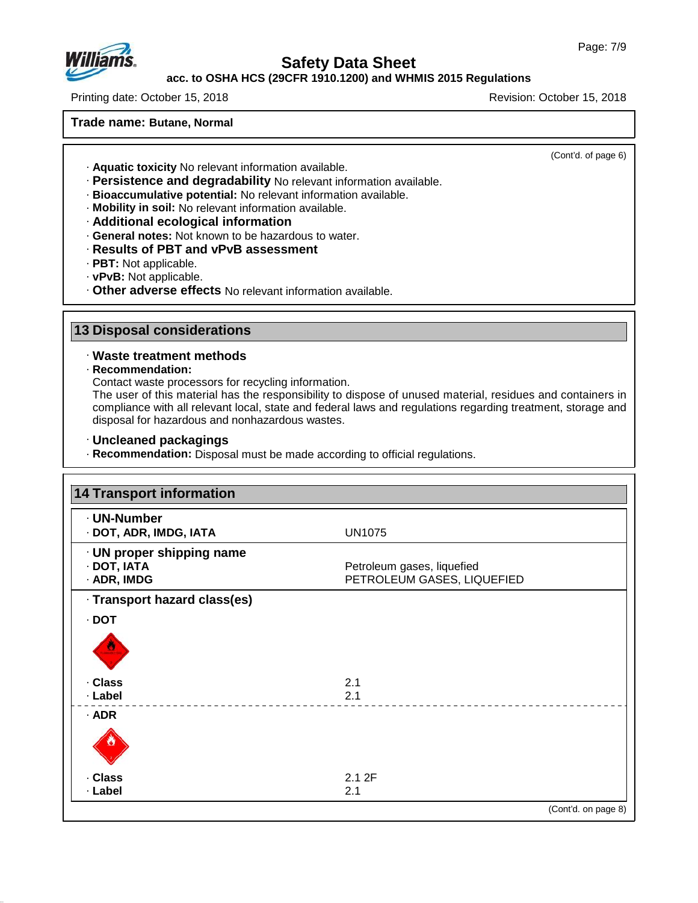**Trade name: Butane, Normal**

(Cont'd. of page 6)

· **Aquatic toxicity** No relevant information available.
· **Persistence and degradability** No relevant information available.
· **Bioaccumulative potential:** No relevant information available.
· **Mobility in soil:** No relevant information available.
· **Additional ecological information**
· **General notes:** Not known to be hazardous to water.
· **Results of PBT and vPvB assessment**
· **PBT:** Not applicable.
· **vPvB:** Not applicable.
· **Other adverse effects** No relevant information available.

## 13 Disposal considerations

· **Waste treatment methods**
· **Recommendation:**
Contact waste processors for recycling information.
The user of this material has the responsibility to dispose of unused material, residues and containers in compliance with all relevant local, state and federal laws and regulations regarding treatment, storage and disposal for hazardous and nonhazardous wastes.

· **Uncleaned packagings**
· **Recommendation:** Disposal must be made according to official regulations.

## 14 Transport information

| | |
|---|---|
| · **UN-Number** | |
| · **DOT, ADR, IMDG, IATA** | UN1075 |
| · **UN proper shipping name** | |
| · **DOT, IATA** | Petroleum gases, liquefied |
| · **ADR, IMDG** | PETROLEUM GASES, LIQUEFIED |
| · **Transport hazard class(es)** | |
| · **DOT** | |
| · **Class** | 2.1 |
| · **Label** | 2.1 |
| · **ADR** | |
| · **Class** | 2.1 2F |
| · **Label** | 2.1 |

(Cont'd. on page 8)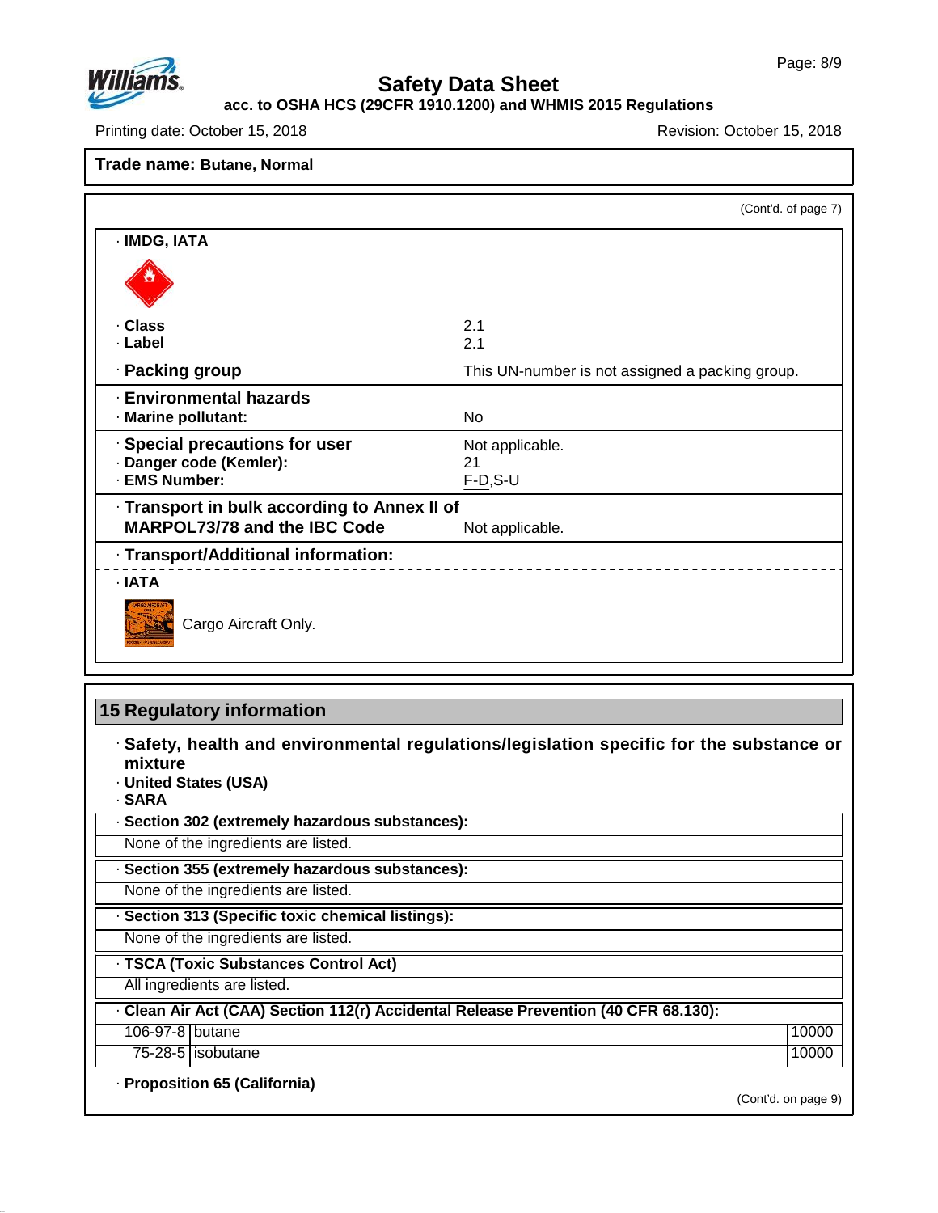**Trade name: Butane, Normal**

(Cont'd. of page 7)

· **IMDG, IATA**

| | |
|---|---|
| · **Class** | 2.1 |
| · **Label** | 2.1 |
| · **Packing group** | This UN-number is not assigned a packing group. |
| · **Environmental hazards** | |
| · **Marine pollutant:** | No |
| · **Special precautions for user** | Not applicable. |
| · **Danger code (Kemler):** | 21 |
| · **EMS Number:** | F-D,S-U |
| · **Transport in bulk according to Annex II of MARPOL73/78 and the IBC Code** | Not applicable. |

· **Transport/Additional information:**

· **IATA**

Cargo Aircraft Only.

## 15 Regulatory information

· **Safety, health and environmental regulations/legislation specific for the substance or mixture**

· **United States (USA)**

· **SARA**

· **Section 302 (extremely hazardous substances):**

None of the ingredients are listed.

· **Section 355 (extremely hazardous substances):**

None of the ingredients are listed.

· **Section 313 (Specific toxic chemical listings):**

None of the ingredients are listed.

· **TSCA (Toxic Substances Control Act)**

All ingredients are listed.

· **Clean Air Act (CAA) Section 112(r) Accidental Release Prevention (40 CFR 68.130):**

| | | |
|---|---|---|
| 106-97-8 | butane | 10000 |
| 75-28-5 | isobutane | 10000 |

· **Proposition 65 (California)**

(Cont'd. on page 9)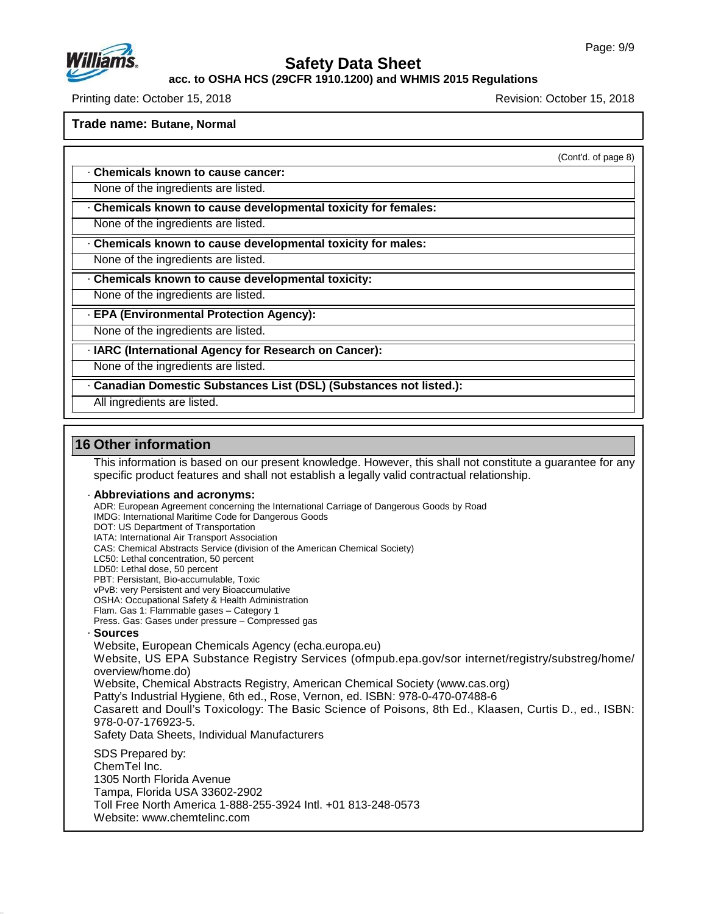**Trade name: Butane, Normal**

(Cont'd. of page 8)

· **Chemicals known to cause cancer:**

None of the ingredients are listed.

· **Chemicals known to cause developmental toxicity for females:**

None of the ingredients are listed.

· **Chemicals known to cause developmental toxicity for males:**

None of the ingredients are listed.

· **Chemicals known to cause developmental toxicity:**

None of the ingredients are listed.

· **EPA (Environmental Protection Agency):**

None of the ingredients are listed.

· **IARC (International Agency for Research on Cancer):**

None of the ingredients are listed.

· **Canadian Domestic Substances List (DSL) (Substances not listed.):**

All ingredients are listed.

## 16 Other information

This information is based on our present knowledge. However, this shall not constitute a guarantee for any specific product features and shall not establish a legally valid contractual relationship.

· **Abbreviations and acronyms:**

ADR: European Agreement concerning the International Carriage of Dangerous Goods by Road
IMDG: International Maritime Code for Dangerous Goods
DOT: US Department of Transportation
IATA: International Air Transport Association
CAS: Chemical Abstracts Service (division of the American Chemical Society)
LC50: Lethal concentration, 50 percent
LD50: Lethal dose, 50 percent
PBT: Persistant, Bio-accumulable, Toxic
vPvB: very Persistent and very Bioaccumulative
OSHA: Occupational Safety & Health Administration
Flam. Gas 1: Flammable gases – Category 1
Press. Gas: Gases under pressure – Compressed gas

· **Sources**

Website, European Chemicals Agency (echa.europa.eu)
Website, US EPA Substance Registry Services (ofmpub.epa.gov/sor internet/registry/substreg/home/overview/home.do)
Website, Chemical Abstracts Registry, American Chemical Society (www.cas.org)
Patty's Industrial Hygiene, 6th ed., Rose, Vernon, ed. ISBN: 978-0-470-07488-6
Casarett and Doull's Toxicology: The Basic Science of Poisons, 8th Ed., Klaasen, Curtis D., ed., ISBN: 978-0-07-176923-5.
Safety Data Sheets, Individual Manufacturers

SDS Prepared by:
ChemTel Inc.
1305 North Florida Avenue
Tampa, Florida USA 33602-2902
Toll Free North America 1-888-255-3924 Intl. +01 813-248-0573
Website: www.chemtelinc.com